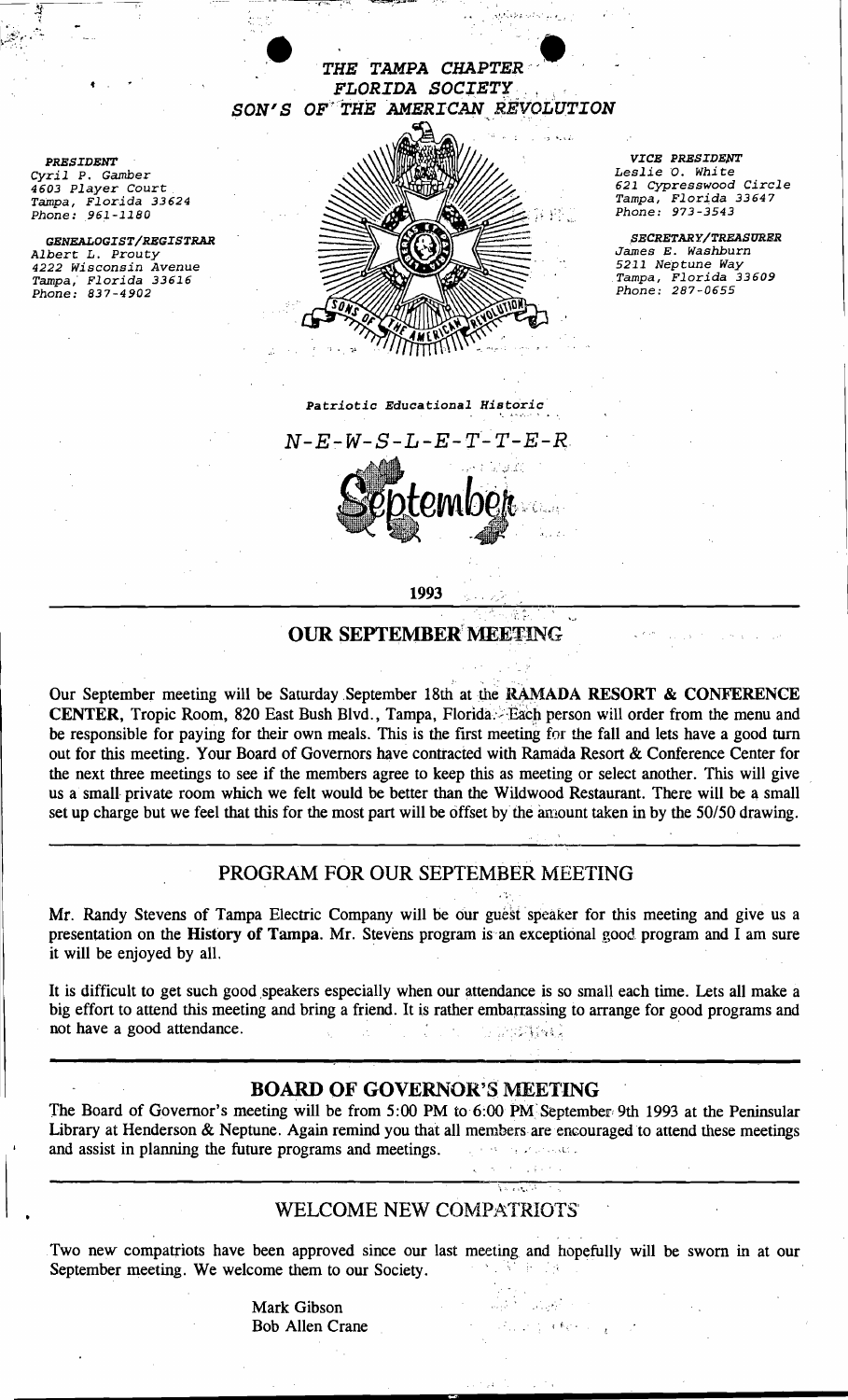# THE TAMPA CHAPTER
# FLORIDA SOCIETY
# SON'S OF THE AMERICAN REVOLUTION

***PRESIDENT***
*Cyril P. Gamber*
*4603 Player Court*
*Tampa, Florida 33624*
*Phone: 961-1180*

***GENEALOGIST/REGISTRAR***
*Albert L. Prouty*
*4222 Wisconsin Avenue*
*Tampa, Florida 33616*
*Phone: 837-4902*

***VICE PRESIDENT***
*Leslie O. White*
*621 Cypresswood Circle*
*Tampa, Florida 33647*
*Phone: 973-3543*

***SECRETARY/TREASURER***
*James E. Washburn*
*5211 Neptune Way*
*Tampa, Florida 33609*
*Phone: 287-0655*

*Patriotic Educational Historic*

*N-E-W-S-L-E-T-T-E-R*

September

**1993**

## OUR SEPTEMBER MEETING

Our September meeting will be Saturday September 18th at the **RAMADA RESORT & CONFERENCE CENTER**, Tropic Room, 820 East Bush Blvd., Tampa, Florida. Each person will order from the menu and be responsible for paying for their own meals. This is the first meeting for the fall and lets have a good turn out for this meeting. Your Board of Governors have contracted with Ramada Resort & Conference Center for the next three meetings to see if the members agree to keep this as meeting or select another. This will give us a small private room which we felt would be better than the Wildwood Restaurant. There will be a small set up charge but we feel that this for the most part will be offset by the amount taken in by the 50/50 drawing.

## PROGRAM FOR OUR SEPTEMBER MEETING

Mr. Randy Stevens of Tampa Electric Company will be our guest speaker for this meeting and give us a presentation on the **History of Tampa**. Mr. Stevens program is an exceptional good program and I am sure it will be enjoyed by all.

It is difficult to get such good speakers especially when our attendance is so small each time. Lets all make a big effort to attend this meeting and bring a friend. It is rather embarrassing to arrange for good programs and not have a good attendance.

## BOARD OF GOVERNOR'S MEETING

The Board of Governor's meeting will be from 5:00 PM to 6:00 PM September 9th 1993 at the Peninsular Library at Henderson & Neptune. Again remind you that all members are encouraged to attend these meetings and assist in planning the future programs and meetings.

## WELCOME NEW COMPATRIOTS

Two new compatriots have been approved since our last meeting and hopefully will be sworn in at our September meeting. We welcome them to our Society.

Mark Gibson
Bob Allen Crane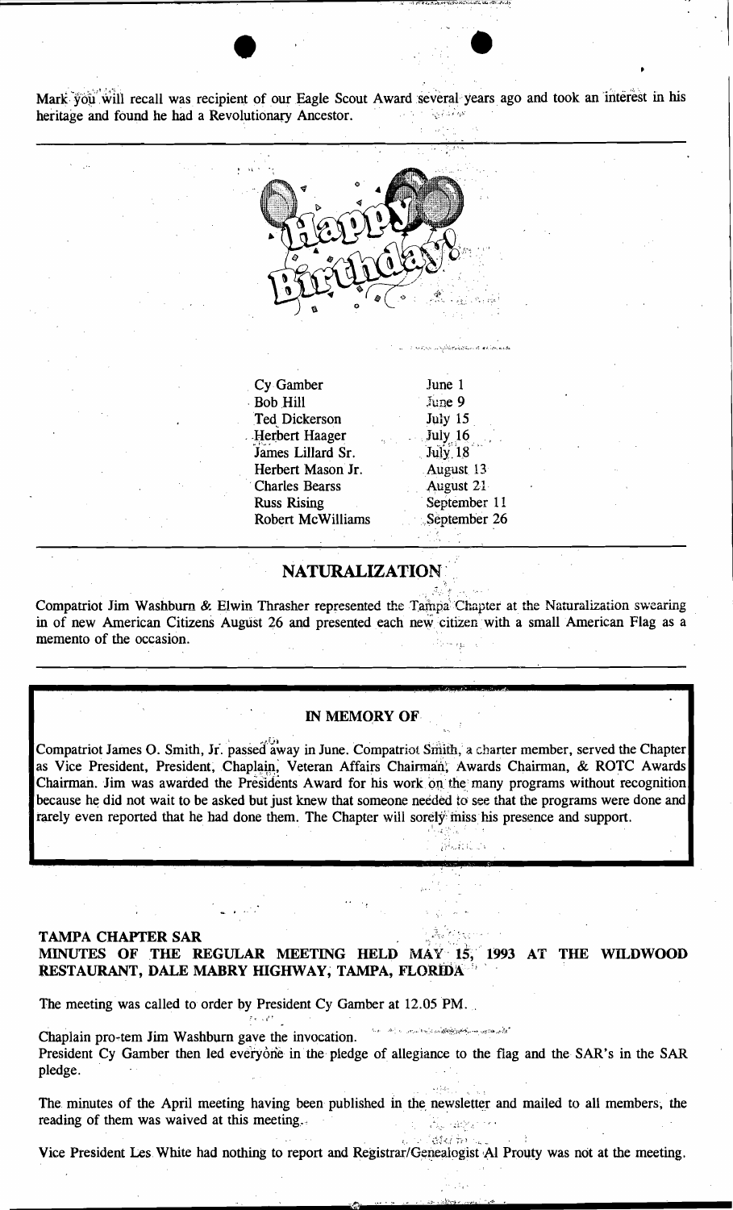Mark you will recall was recipient of our Eagle Scout Award several years ago and took an interest in his heritage and found he had a Revolutionary Ancestor.

---

## Happy Birthday!

| | |
|---|---|
| Cy Gamber | June 1 |
| Bob Hill | June 9 |
| Ted Dickerson | July 15 |
| Herbert Haager | July 16 |
| James Lillard Sr. | July 18 |
| Herbert Mason Jr. | August 13 |
| Charles Bearss | August 21 |
| Russ Rising | September 11 |
| Robert McWilliams | September 26 |

---

## NATURALIZATION

Compatriot Jim Washburn & Elwin Thrasher represented the Tampa Chapter at the Naturalization swearing in of new American Citizens August 26 and presented each new citizen with a small American Flag as a memento of the occasion.

---

### IN MEMORY OF

Compatriot James O. Smith, Jr. passed away in June. Compatriot Smith, a charter member, served the Chapter as Vice President, President, Chaplain, Veteran Affairs Chairman, Awards Chairman, & ROTC Awards Chairman. Jim was awarded the Presidents Award for his work on the many programs without recognition because he did not wait to be asked but just knew that someone needed to see that the programs were done and rarely even reported that he had done them. The Chapter will sorely miss his presence and support.

---

**TAMPA CHAPTER SAR**
**MINUTES OF THE REGULAR MEETING HELD MAY 15, 1993 AT THE WILDWOOD RESTAURANT, DALE MABRY HIGHWAY, TAMPA, FLORIDA**

The meeting was called to order by President Cy Gamber at 12.05 PM.

Chaplain pro-tem Jim Washburn gave the invocation.
President Cy Gamber then led everyone in the pledge of allegiance to the flag and the SAR's in the SAR pledge.

The minutes of the April meeting having been published in the newsletter and mailed to all members, the reading of them was waived at this meeting.

Vice President Les White had nothing to report and Registrar/Genealogist Al Prouty was not at the meeting.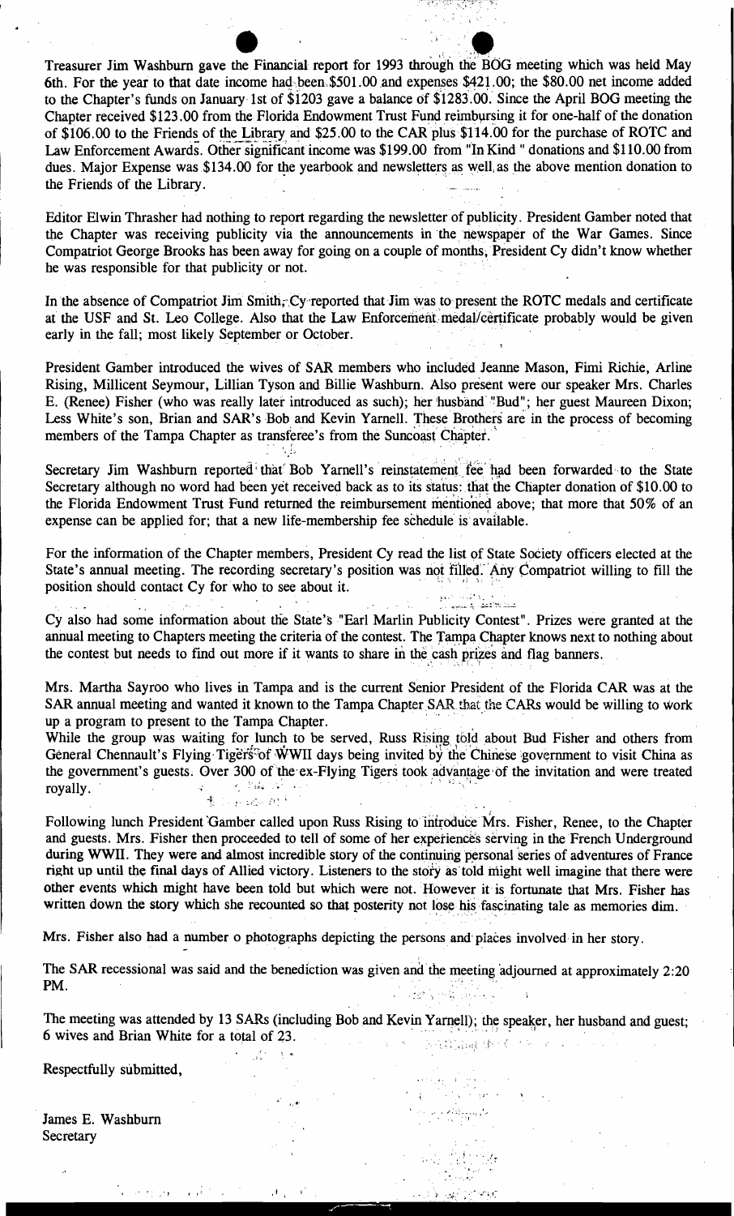Treasurer Jim Washburn gave the Financial report for 1993 through the BOG meeting which was held May 6th. For the year to that date income had been $501.00 and expenses $421.00; the $80.00 net income added to the Chapter's funds on January 1st of $1203 gave a balance of $1283.00. Since the April BOG meeting the Chapter received $123.00 from the Florida Endowment Trust Fund reimbursing it for one-half of the donation of $106.00 to the Friends of the Library and $25.00 to the CAR plus $114.00 for the purchase of ROTC and Law Enforcement Awards. Other significant income was $199.00 from "In Kind " donations and $110.00 from dues. Major Expense was $134.00 for the yearbook and newsletters as well as the above mention donation to the Friends of the Library.

Editor Elwin Thrasher had nothing to report regarding the newsletter of publicity. President Gamber noted that the Chapter was receiving publicity via the announcements in the newspaper of the War Games. Since Compatriot George Brooks has been away for going on a couple of months, President Cy didn't know whether he was responsible for that publicity or not.

In the absence of Compatriot Jim Smith, Cy reported that Jim was to present the ROTC medals and certificate at the USF and St. Leo College. Also that the Law Enforcement medal/certificate probably would be given early in the fall; most likely September or October.

President Gamber introduced the wives of SAR members who included Jeanne Mason, Fimi Richie, Arline Rising, Millicent Seymour, Lillian Tyson and Billie Washburn. Also present were our speaker Mrs. Charles E. (Renee) Fisher (who was really later introduced as such); her husband "Bud"; her guest Maureen Dixon; Less White's son, Brian and SAR's Bob and Kevin Yarnell. These Brothers are in the process of becoming members of the Tampa Chapter as transferee's from the Suncoast Chapter.

Secretary Jim Washburn reported that Bob Yarnell's reinstatement fee had been forwarded to the State Secretary although no word had been yet received back as to its status: that the Chapter donation of $10.00 to the Florida Endowment Trust Fund returned the reimbursement mentioned above; that more that 50% of an expense can be applied for; that a new life-membership fee schedule is available.

For the information of the Chapter members, President Cy read the list of State Society officers elected at the State's annual meeting. The recording secretary's position was not filled. Any Compatriot willing to fill the position should contact Cy for who to see about it.

Cy also had some information about the State's "Earl Marlin Publicity Contest". Prizes were granted at the annual meeting to Chapters meeting the criteria of the contest. The Tampa Chapter knows next to nothing about the contest but needs to find out more if it wants to share in the cash prizes and flag banners.

Mrs. Martha Sayroo who lives in Tampa and is the current Senior President of the Florida CAR was at the SAR annual meeting and wanted it known to the Tampa Chapter SAR that the CARs would be willing to work up a program to present to the Tampa Chapter.

While the group was waiting for lunch to be served, Russ Rising told about Bud Fisher and others from General Chennault's Flying Tigers of WWII days being invited by the Chinese government to visit China as the government's guests. Over 300 of the ex-Flying Tigers took advantage of the invitation and were treated royally.

Following lunch President Gamber called upon Russ Rising to introduce Mrs. Fisher, Renee, to the Chapter and guests. Mrs. Fisher then proceeded to tell of some of her experiences serving in the French Underground during WWII. They were and almost incredible story of the continuing personal series of adventures of France right up until the final days of Allied victory. Listeners to the story as told might well imagine that there were other events which might have been told but which were not. However it is fortunate that Mrs. Fisher has written down the story which she recounted so that posterity not lose his fascinating tale as memories dim.

Mrs. Fisher also had a number o photographs depicting the persons and places involved in her story.

The SAR recessional was said and the benediction was given and the meeting adjourned at approximately 2:20 PM.

The meeting was attended by 13 SARs (including Bob and Kevin Yarnell); the speaker, her husband and guest; 6 wives and Brian White for a total of 23.

Respectfully submitted,

James E. Washburn
Secretary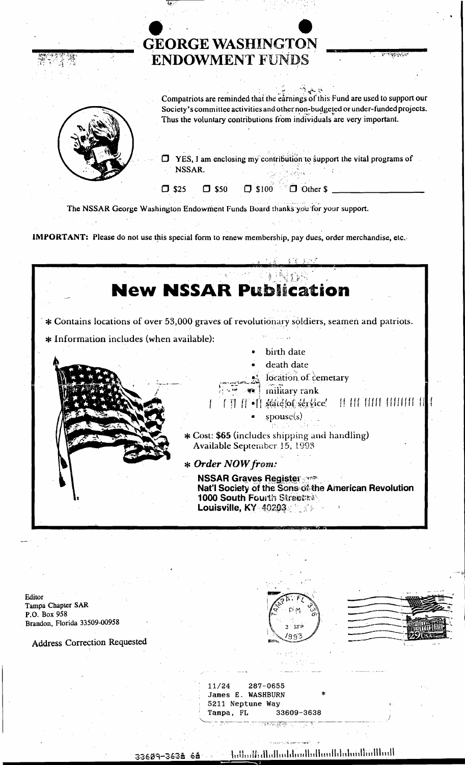# GEORGE WASHINGTON ENDOWMENT FUNDS

Compatriots are reminded that the earnings of this Fund are used to support our Society's committee activities and other non-budgeted or under-funded projects. Thus the voluntary contributions from individuals are very important.

☐ YES, I am enclosing my contribution to support the vital programs of NSSAR.

☐ $25 ☐ $50 ☐ $100 ☐ Other $ ________________

The NSSAR George Washington Endowment Funds Board thanks you for your support.

**IMPORTANT:** Please do not use this special form to renew membership, pay dues, order merchandise, etc.

## New NSSAR Publication

* Contains locations of over 53,000 graves of revolutionary soldiers, seamen and patriots.
* Information includes (when available):
  - birth date
  - death date
  - location of cemetary
  - military rank
  - state of service
  - spouse(s)
* Cost: **$65** (includes shipping and handling)
  Available September 15, 1993
* ***Order NOW from:***

**NSSAR Graves Register**
**Nat'l Society of the Sons of the American Revolution**
**1000 South Fourth Street**
**Louisville, KY 40203**

Editor
Tampa Chapter SAR
P.O. Box 958
Brandon, Florida 33509-00958

Address Correction Requested

TAMPA, FL 336
PM
3 SEP
1993

11/24 287-0655
James E. WASHBURN *
5211 Neptune Way
Tampa, FL 33609-3638

33609-3638 68